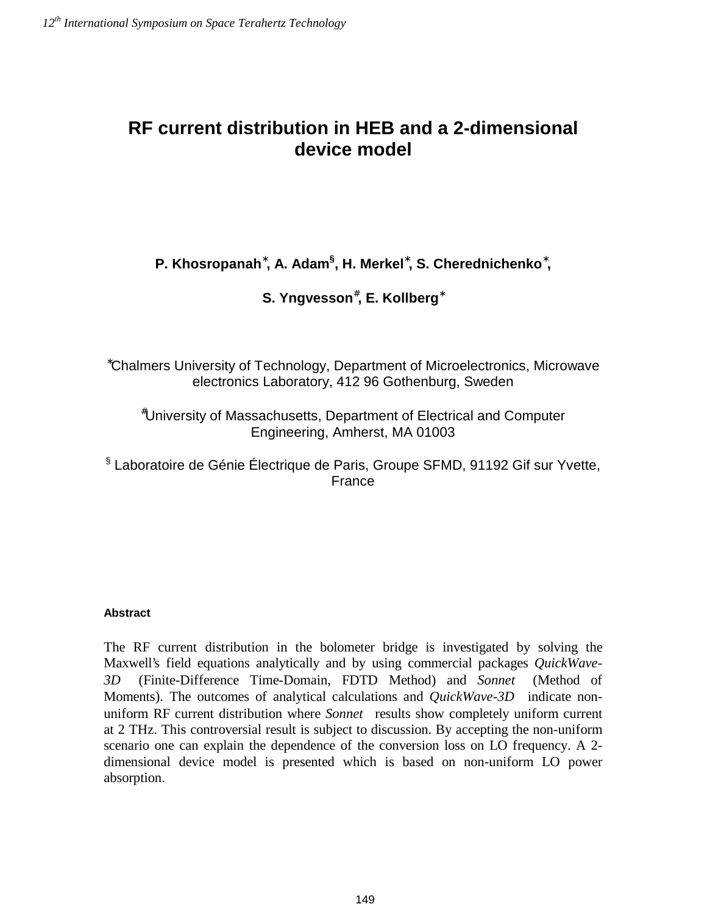# RF current distribution in HEB and a 2-dimensional device model

**P. Khosropanah[*], A. Adam[§], H. Merkel[*], S. Cherednichenko[*],**

**S. Yngvesson[#], E. Kollberg[*]**

[*]Chalmers University of Technology, Department of Microelectronics, Microwave electronics Laboratory, 412 96 Gothenburg, Sweden

[#]University of Massachusetts, Department of Electrical and Computer Engineering, Amherst, MA 01003

[§] Laboratoire de Génie Électrique de Paris, Groupe SFMD, 91192 Gif sur Yvette, France

#### Abstract

The RF current distribution in the bolometer bridge is investigated by solving the Maxwell's field equations analytically and by using commercial packages *QuickWave-3D* (Finite-Difference Time-Domain, FDTD Method) and *Sonnet* (Method of Moments). The outcomes of analytical calculations and *QuickWave-3D* indicate non-uniform RF current distribution where *Sonnet* results show completely uniform current at 2 THz. This controversial result is subject to discussion. By accepting the non-uniform scenario one can explain the dependence of the conversion loss on LO frequency. A 2-dimensional device model is presented which is based on non-uniform LO power absorption.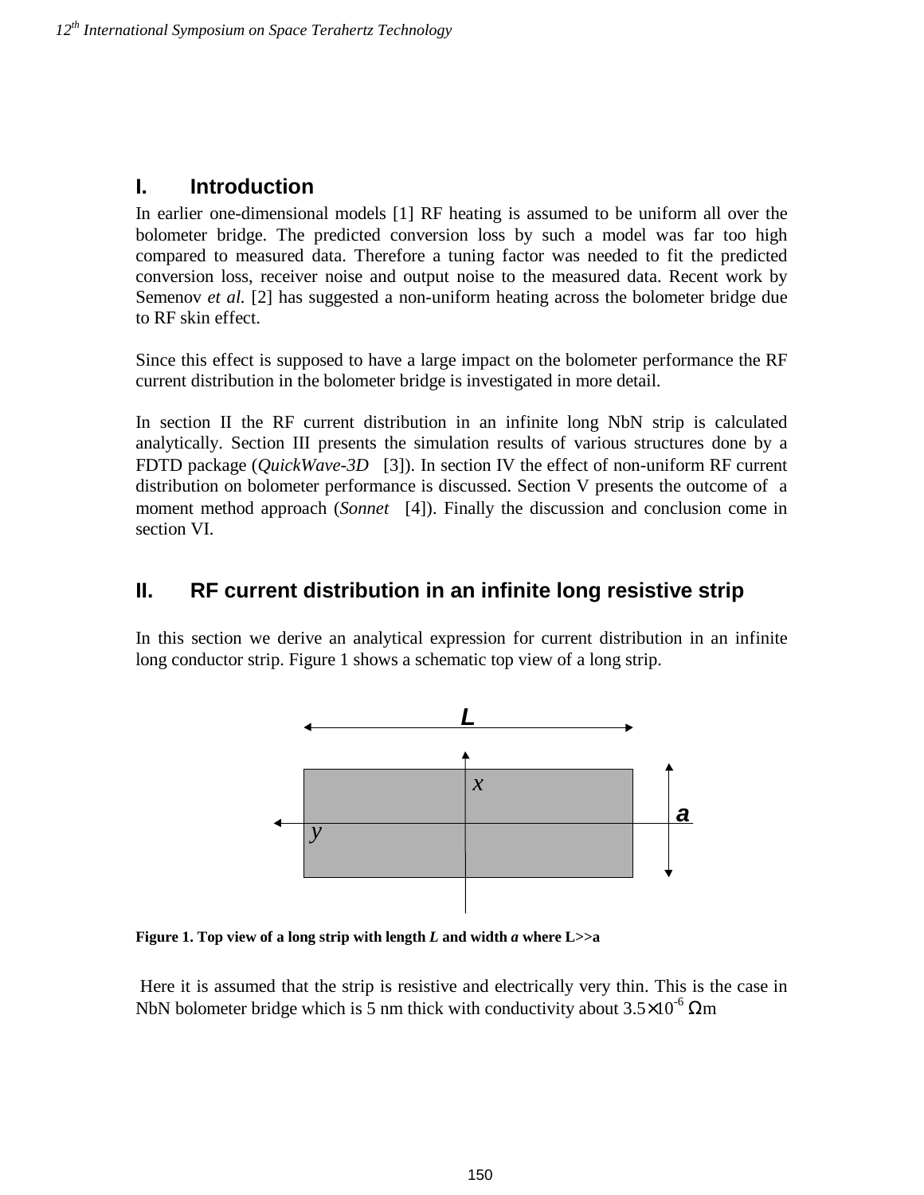## I. Introduction

In earlier one-dimensional models [1] RF heating is assumed to be uniform all over the bolometer bridge. The predicted conversion loss by such a model was far too high compared to measured data. Therefore a tuning factor was needed to fit the predicted conversion loss, receiver noise and output noise to the measured data. Recent work by Semenov *et al.* [2] has suggested a non-uniform heating across the bolometer bridge due to RF skin effect.

Since this effect is supposed to have a large impact on the bolometer performance the RF current distribution in the bolometer bridge is investigated in more detail.

In section II the RF current distribution in an infinite long NbN strip is calculated analytically. Section III presents the simulation results of various structures done by a FDTD package (*QuickWave-3D* [3]). In section IV the effect of non-uniform RF current distribution on bolometer performance is discussed. Section V presents the outcome of a moment method approach (*Sonnet* [4]). Finally the discussion and conclusion come in section VI.

## II. RF current distribution in an infinite long resistive strip

In this section we derive an analytical expression for current distribution in an infinite long conductor strip. Figure 1 shows a schematic top view of a long strip.

**Figure 1. Top view of a long strip with length *L* and width *a* where L>>a**

Here it is assumed that the strip is resistive and electrically very thin. This is the case in NbN bolometer bridge which is 5 nm thick with conductivity about $3.5\times10^{-6}$ Ωm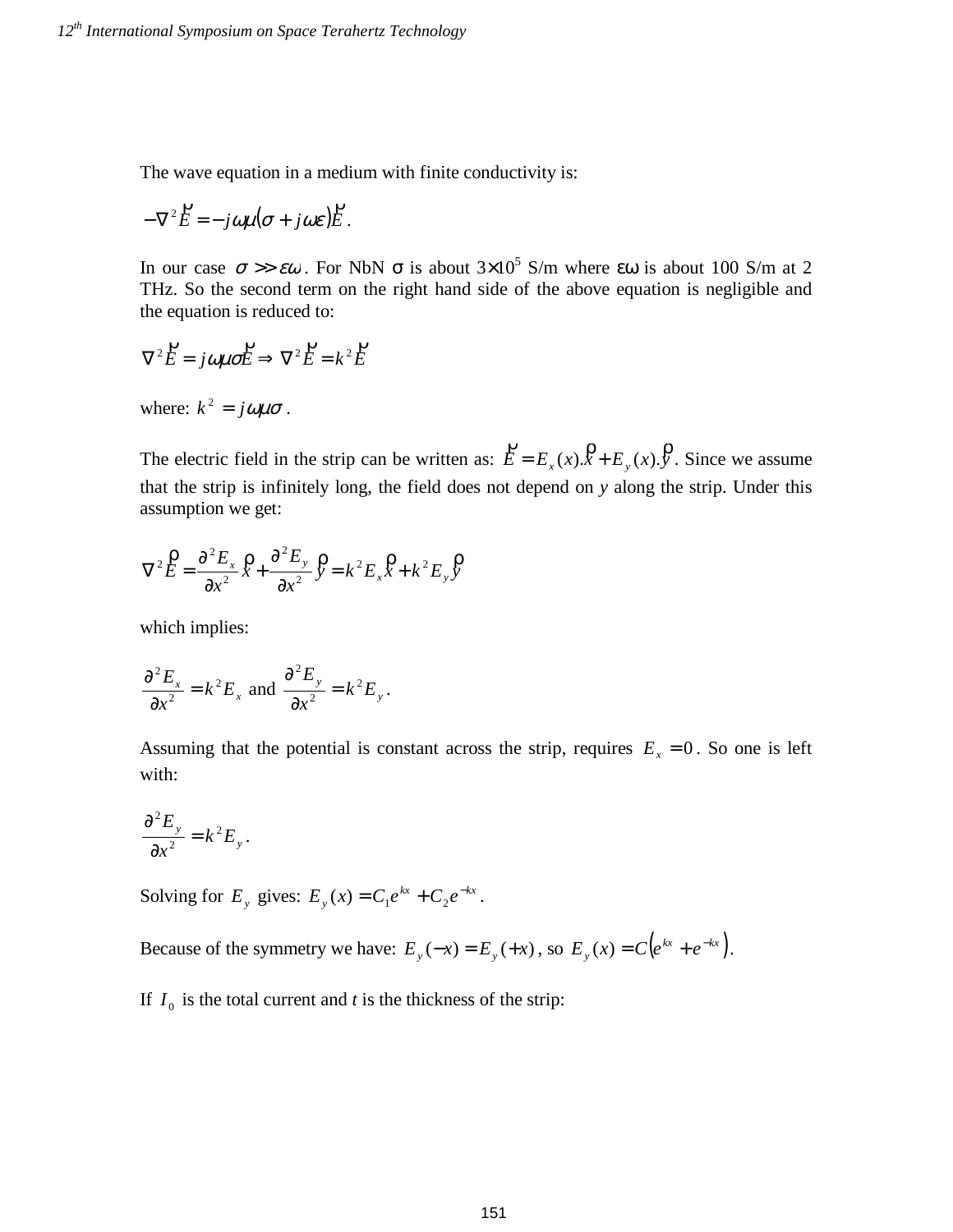The wave equation in a medium with finite conductivity is:

$$-\nabla^2 \vec{E} = -j\omega\mu(\sigma + j\omega\varepsilon)\vec{E}.$$

In our case $\sigma >> \varepsilon\omega$. For NbN $\sigma$ is about $3\times10^5$ S/m where $\varepsilon\omega$ is about 100 S/m at 2 THz. So the second term on the right hand side of the above equation is negligible and the equation is reduced to:

$$\nabla^2 \vec{E} = j\omega\mu\sigma\vec{E} \Rightarrow \nabla^2 \vec{E} = k^2 \vec{E}$$

where: $k^2 = j\omega\mu\sigma$.

The electric field in the strip can be written as: $\vec{E} = E_x(x).\hat{x} + E_y(x).\hat{y}$. Since we assume that the strip is infinitely long, the field does not depend on *y* along the strip. Under this assumption we get:

$$\nabla^2 \vec{E} = \frac{\partial^2 E_x}{\partial x^2}\hat{x} + \frac{\partial^2 E_y}{\partial x^2}\hat{y} = k^2 E_x \hat{x} + k^2 E_y \hat{y}$$

which implies:

$$\frac{\partial^2 E_x}{\partial x^2} = k^2 E_x \text{ and } \frac{\partial^2 E_y}{\partial x^2} = k^2 E_y.$$

Assuming that the potential is constant across the strip, requires $E_x = 0$. So one is left with:

$$\frac{\partial^2 E_y}{\partial x^2} = k^2 E_y.$$

Solving for $E_y$ gives: $E_y(x) = C_1 e^{kx} + C_2 e^{-kx}$.

Because of the symmetry we have: $E_y(-x) = E_y(+x)$, so $E_y(x) = C\left(e^{kx} + e^{-kx}\right)$.

If $I_0$ is the total current and *t* is the thickness of the strip: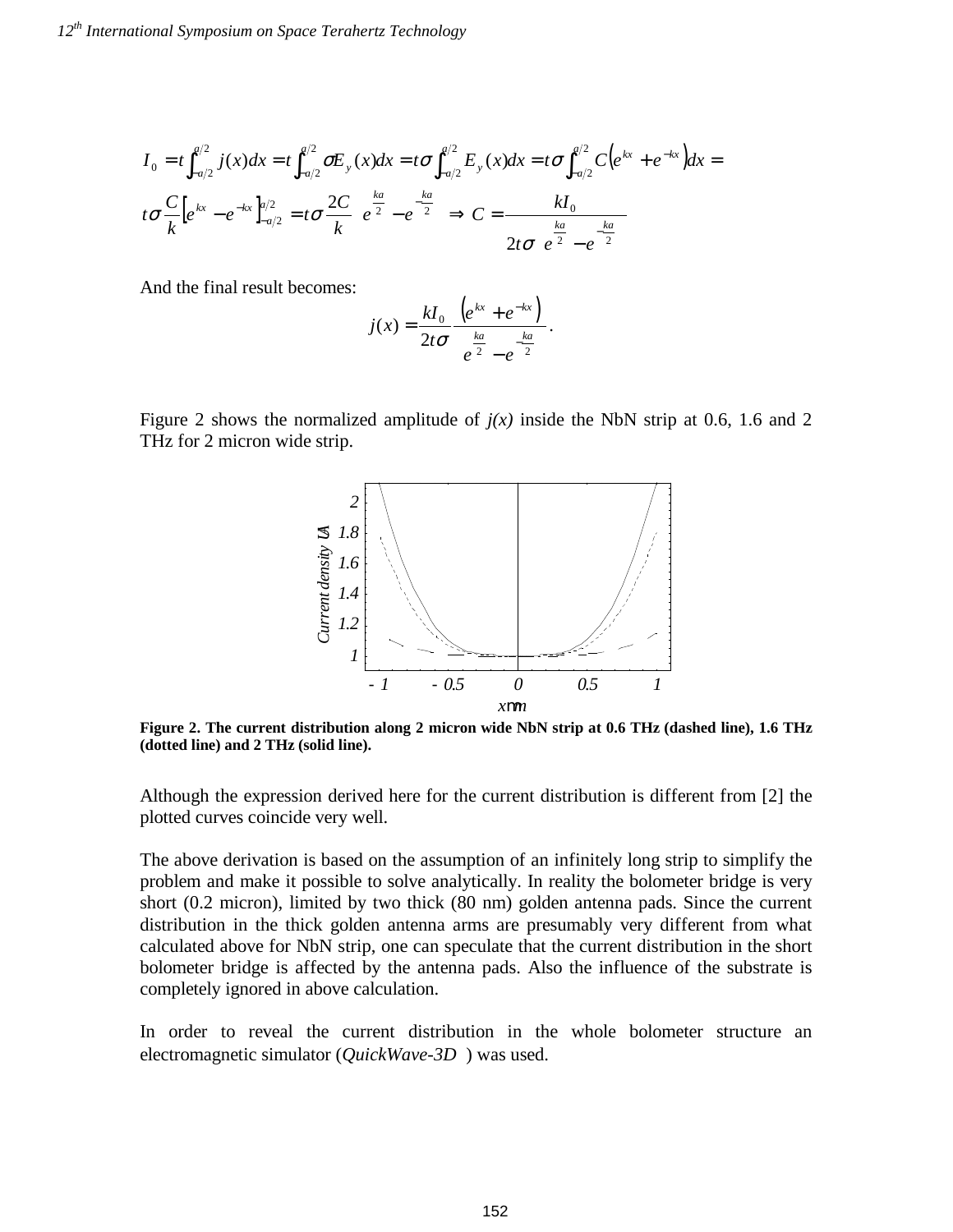$$I_0 = t\int_{-a/2}^{a/2} j(x)dx = t\int_{-a/2}^{a/2} \sigma E_y(x)dx = t\sigma\int_{-a/2}^{a/2} E_y(x)dx = t\sigma\int_{-a/2}^{a/2} C\left(e^{kx} + e^{-kx}\right)dx =$$

$$t\sigma\frac{C}{k}\left[e^{kx} - e^{-kx}\right]_{-a/2}^{a/2} = t\sigma\frac{2C}{k}\left(e^{\frac{ka}{2}} - e^{-\frac{ka}{2}}\right) \Rightarrow C = \frac{kI_0}{2t\sigma\left(e^{\frac{ka}{2}} - e^{-\frac{ka}{2}}\right)}$$

And the final result becomes:

$$j(x) = \frac{kI_0}{2t\sigma}\frac{\left(e^{kx} + e^{-kx}\right)}{e^{\frac{ka}{2}} - e^{-\frac{ka}{2}}}.$$

Figure 2 shows the normalized amplitude of *j(x)* inside the NbN strip at 0.6, 1.6 and 2 THz for 2 micron wide strip.

**Figure 2. The current distribution along 2 micron wide NbN strip at 0.6 THz (dashed line), 1.6 THz (dotted line) and 2 THz (solid line).**

Although the expression derived here for the current distribution is different from [2] the plotted curves coincide very well.

The above derivation is based on the assumption of an infinitely long strip to simplify the problem and make it possible to solve analytically. In reality the bolometer bridge is very short (0.2 micron), limited by two thick (80 nm) golden antenna pads. Since the current distribution in the thick golden antenna arms are presumably very different from what calculated above for NbN strip, one can speculate that the current distribution in the short bolometer bridge is affected by the antenna pads. Also the influence of the substrate is completely ignored in above calculation.

In order to reveal the current distribution in the whole bolometer structure an electromagnetic simulator (*QuickWave-3D*) was used.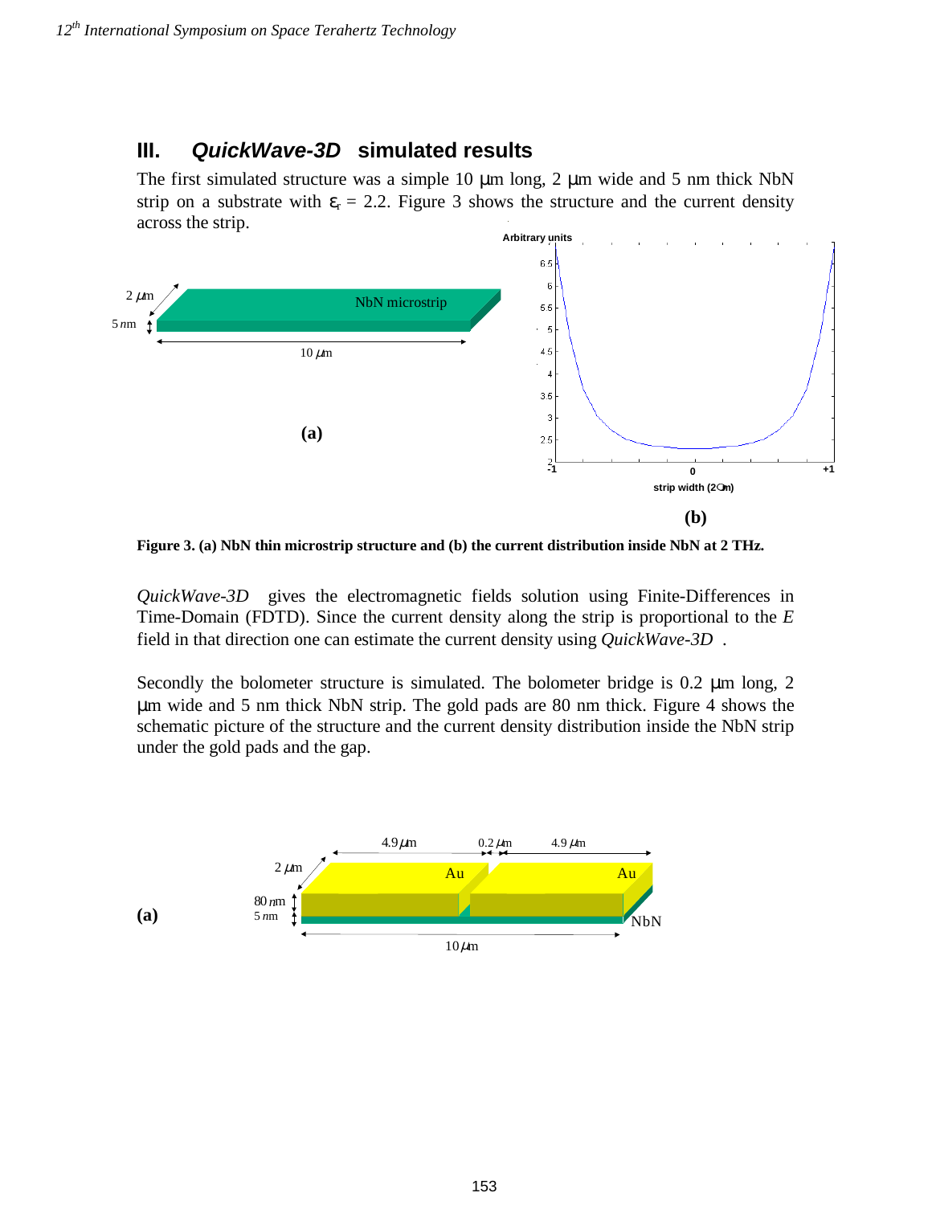## III. *QuickWave-3D* simulated results

The first simulated structure was a simple 10 μm long, 2 μm wide and 5 nm thick NbN strip on a substrate with $\varepsilon_r = 2.2$. Figure 3 shows the structure and the current density across the strip.

**Figure 3. (a) NbN thin microstrip structure and (b) the current distribution inside NbN at 2 THz.**

*QuickWave-3D* gives the electromagnetic fields solution using Finite-Differences in Time-Domain (FDTD). Since the current density along the strip is proportional to the $E$ field in that direction one can estimate the current density using *QuickWave-3D*.

Secondly the bolometer structure is simulated. The bolometer bridge is 0.2 μm long, 2 μm wide and 5 nm thick NbN strip. The gold pads are 80 nm thick. Figure 4 shows the schematic picture of the structure and the current density distribution inside the NbN strip under the gold pads and the gap.

**(a)**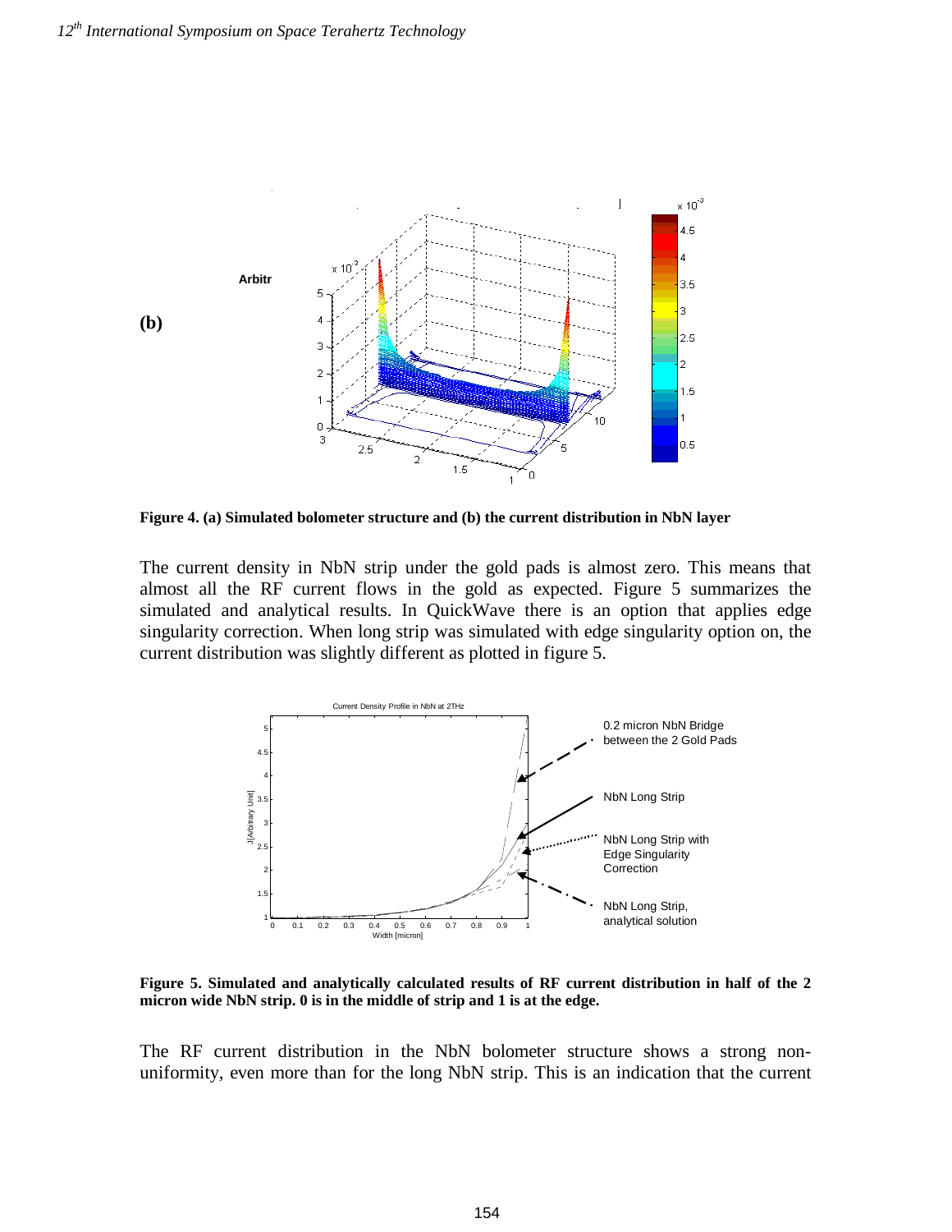**Figure 4. (a) Simulated bolometer structure and (b) the current distribution in NbN layer**

The current density in NbN strip under the gold pads is almost zero. This means that almost all the RF current flows in the gold as expected. Figure 5 summarizes the simulated and analytical results. In QuickWave there is an option that applies edge singularity correction. When long strip was simulated with edge singularity option on, the current distribution was slightly different as plotted in figure 5.

**Figure 5. Simulated and analytically calculated results of RF current distribution in half of the 2 micron wide NbN strip. 0 is in the middle of strip and 1 is at the edge.**

The RF current distribution in the NbN bolometer structure shows a strong non-uniformity, even more than for the long NbN strip. This is an indication that the current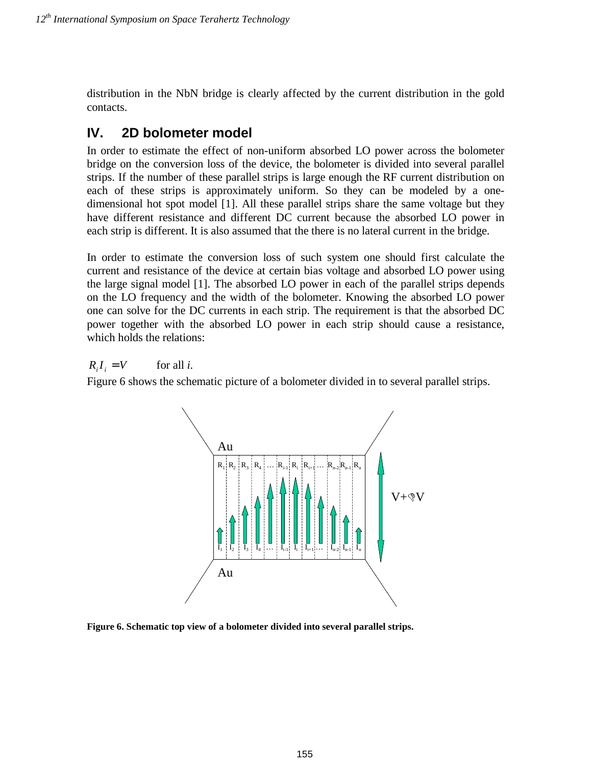distribution in the NbN bridge is clearly affected by the current distribution in the gold contacts.

## IV. 2D bolometer model

In order to estimate the effect of non-uniform absorbed LO power across the bolometer bridge on the conversion loss of the device, the bolometer is divided into several parallel strips. If the number of these parallel strips is large enough the RF current distribution on each of these strips is approximately uniform. So they can be modeled by a one-dimensional hot spot model [1]. All these parallel strips share the same voltage but they have different resistance and different DC current because the absorbed LO power in each strip is different. It is also assumed that the there is no lateral current in the bridge.

In order to estimate the conversion loss of such system one should first calculate the current and resistance of the device at certain bias voltage and absorbed LO power using the large signal model [1]. The absorbed LO power in each of the parallel strips depends on the LO frequency and the width of the bolometer. Knowing the absorbed LO power one can solve for the DC currents in each strip. The requirement is that the absorbed DC power together with the absorbed LO power in each strip should cause a resistance, which holds the relations:

$R_i I_i = V$ for all *i*.

Figure 6 shows the schematic picture of a bolometer divided in to several parallel strips.

**Figure 6. Schematic top view of a bolometer divided into several parallel strips.**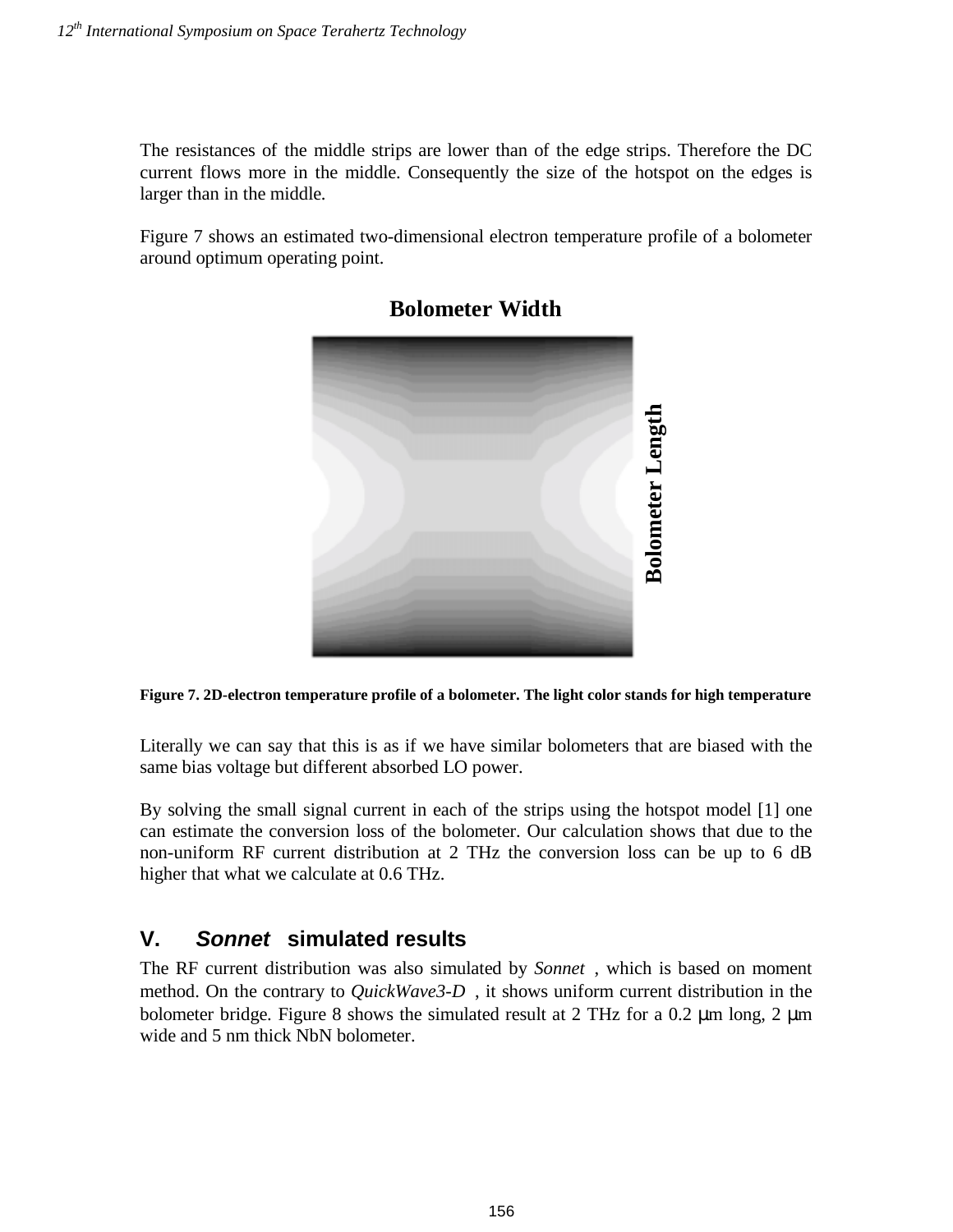The resistances of the middle strips are lower than of the edge strips. Therefore the DC current flows more in the middle. Consequently the size of the hotspot on the edges is larger than in the middle.

Figure 7 shows an estimated two-dimensional electron temperature profile of a bolometer around optimum operating point.

**Figure 7. 2D-electron temperature profile of a bolometer. The light color stands for high temperature**

Literally we can say that this is as if we have similar bolometers that are biased with the same bias voltage but different absorbed LO power.

By solving the small signal current in each of the strips using the hotspot model [1] one can estimate the conversion loss of the bolometer. Our calculation shows that due to the non-uniform RF current distribution at 2 THz the conversion loss can be up to 6 dB higher that what we calculate at 0.6 THz.

## V. *Sonnet* simulated results

The RF current distribution was also simulated by *Sonnet*, which is based on moment method. On the contrary to *QuickWave3-D*, it shows uniform current distribution in the bolometer bridge. Figure 8 shows the simulated result at 2 THz for a 0.2 μm long, 2 μm wide and 5 nm thick NbN bolometer.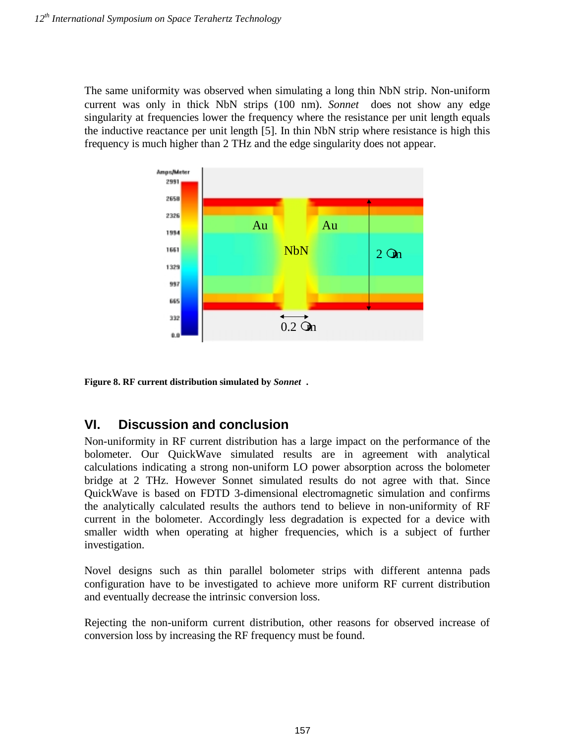The same uniformity was observed when simulating a long thin NbN strip. Non-uniform current was only in thick NbN strips (100 nm). *Sonnet* does not show any edge singularity at frequencies lower the frequency where the resistance per unit length equals the inductive reactance per unit length [5]. In thin NbN strip where resistance is high this frequency is much higher than 2 THz and the edge singularity does not appear.

**Figure 8. RF current distribution simulated by *Sonnet* .**

## VI. Discussion and conclusion

Non-uniformity in RF current distribution has a large impact on the performance of the bolometer. Our QuickWave simulated results are in agreement with analytical calculations indicating a strong non-uniform LO power absorption across the bolometer bridge at 2 THz. However Sonnet simulated results do not agree with that. Since QuickWave is based on FDTD 3-dimensional electromagnetic simulation and confirms the analytically calculated results the authors tend to believe in non-uniformity of RF current in the bolometer. Accordingly less degradation is expected for a device with smaller width when operating at higher frequencies, which is a subject of further investigation.

Novel designs such as thin parallel bolometer strips with different antenna pads configuration have to be investigated to achieve more uniform RF current distribution and eventually decrease the intrinsic conversion loss.

Rejecting the non-uniform current distribution, other reasons for observed increase of conversion loss by increasing the RF frequency must be found.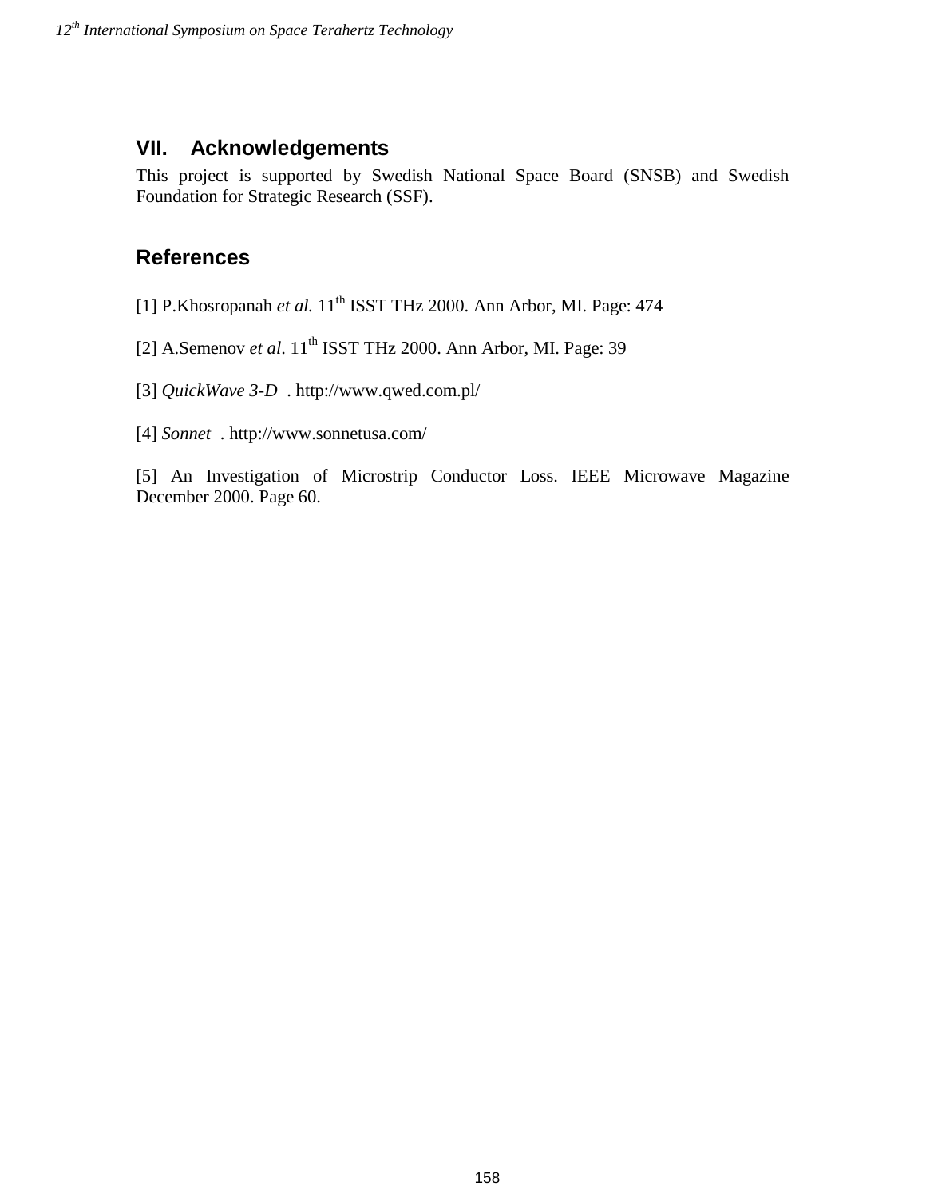## VII. Acknowledgements

This project is supported by Swedish National Space Board (SNSB) and Swedish Foundation for Strategic Research (SSF).

## References

[1] P.Khosropanah *et al.* 11th ISST THz 2000. Ann Arbor, MI. Page: 474

[2] A.Semenov *et al*. 11th ISST THz 2000. Ann Arbor, MI. Page: 39

[3] *QuickWave 3-D* . http://www.qwed.com.pl/

[4] *Sonnet* . http://www.sonnetusa.com/

[5] An Investigation of Microstrip Conductor Loss. IEEE Microwave Magazine December 2000. Page 60.